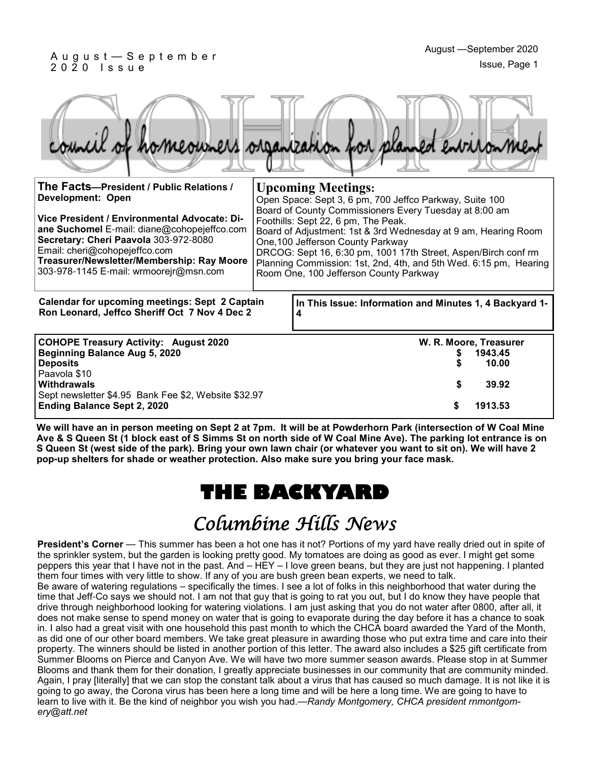# COHOPE

council of homeowners organization for planned environment

**The Facts—President / Public Relations / Development: Open**

**Vice President / Environmental Advocate: Diane Suchomel** E-mail: diane@cohopejeffco.com
**Secretary: Cheri Paavola** 303-972-8080
Email: cheri@cohopejeffco.com
**Treasurer/Newsletter/Membership: Ray Moore**
303-978-1145 E-mail: wrmoorejr@msn.com

## Upcoming Meetings:

Open Space: Sept 3, 6 pm, 700 Jeffco Parkway, Suite 100
Board of County Commissioners Every Tuesday at 8:00 am
Foothills: Sept 22, 6 pm, The Peak.
Board of Adjustment: 1st & 3rd Wednesday at 9 am, Hearing Room One,100 Jefferson County Parkway
DRCOG: Sept 16, 6:30 pm, 1001 17th Street, Aspen/Birch conf rm
Planning Commission: 1st, 2nd, 4th, and 5th Wed. 6:15 pm, Hearing Room One, 100 Jefferson County Parkway

**Calendar for upcoming meetings: Sept 2 Captain Ron Leonard, Jeffco Sheriff Oct 7 Nov 4 Dec 2**

**In This Issue: Information and Minutes 1, 4 Backyard 1-4**

| **COHOPE Treasury Activity: August 2020** | **W. R. Moore, Treasurer** |
|---|---|
| **Beginning Balance Aug 5, 2020** | **$ 1943.45** |
| **Deposits** | **$ 10.00** |
| Paavola $10 | |
| **Withdrawals** | **$ 39.92** |
| Sept newsletter $4.95 Bank Fee $2, Website $32.97 | |
| **Ending Balance Sept 2, 2020** | **$ 1913.53** |

**We will have an in person meeting on Sept 2 at 7pm. It will be at Powderhorn Park (intersection of W Coal Mine Ave & S Queen St (1 block east of S Simms St on north side of W Coal Mine Ave). The parking lot entrance is on S Queen St (west side of the park). Bring your own lawn chair (or whatever you want to sit on). We will have 2 pop-up shelters for shade or weather protection. Also make sure you bring your face mask.**

# THE BACKYARD

## *Columbine Hills News*

**President's Corner** — This summer has been a hot one has it not? Portions of my yard have really dried out in spite of the sprinkler system, but the garden is looking pretty good. My tomatoes are doing as good as ever. I might get some peppers this year that I have not in the past. And – HEY – I love green beans, but they are just not happening. I planted them four times with very little to show. If any of you are bush green bean experts, we need to talk.

Be aware of watering regulations – specifically the times. I see a lot of folks in this neighborhood that water during the time that Jeff-Co says we should not. I am not that guy that is going to rat you out, but I do know they have people that drive through neighborhood looking for watering violations. I am just asking that you do not water after 0800, after all, it does not make sense to spend money on water that is going to evaporate during the day before it has a chance to soak in. I also had a great visit with one household this past month to which the CHCA board awarded the Yard of the Month, as did one of our other board members. We take great pleasure in awarding those who put extra time and care into their property. The winners should be listed in another portion of this letter. The award also includes a $25 gift certificate from Summer Blooms on Pierce and Canyon Ave. We will have two more summer season awards. Please stop in at Summer Blooms and thank them for their donation, I greatly appreciate businesses in our community that are community minded. Again, I pray [literally] that we can stop the constant talk about a virus that has caused so much damage. It is not like it is going to go away, the Corona virus has been here a long time and will be here a long time. We are going to have to learn to live with it. Be the kind of neighbor you wish you had.—*Randy Montgomery, CHCA president rnmontgomery@att.net*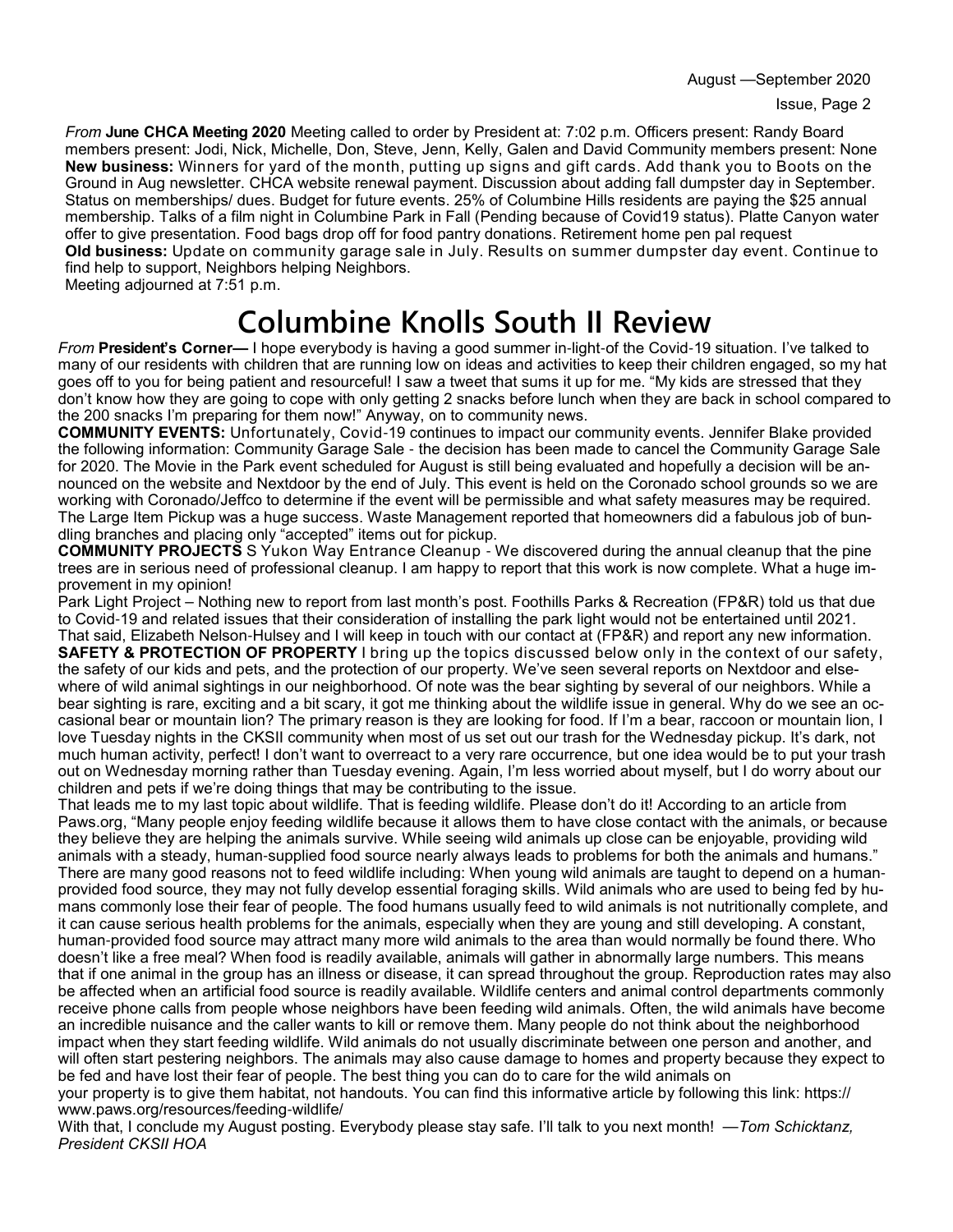*From* **June CHCA Meeting 2020** Meeting called to order by President at: 7:02 p.m. Officers present: Randy Board members present: Jodi, Nick, Michelle, Don, Steve, Jenn, Kelly, Galen and David Community members present: None **New business:** Winners for yard of the month, putting up signs and gift cards. Add thank you to Boots on the Ground in Aug newsletter. CHCA website renewal payment. Discussion about adding fall dumpster day in September. Status on memberships/ dues. Budget for future events. 25% of Columbine Hills residents are paying the $25 annual membership. Talks of a film night in Columbine Park in Fall (Pending because of Covid19 status). Platte Canyon water offer to give presentation. Food bags drop off for food pantry donations. Retirement home pen pal request
**Old business:** Update on community garage sale in July. Results on summer dumpster day event. Continue to find help to support, Neighbors helping Neighbors.
Meeting adjourned at 7:51 p.m.

# Columbine Knolls South II Review

*From* **President's Corner—** I hope everybody is having a good summer in-light-of the Covid-19 situation. I've talked to many of our residents with children that are running low on ideas and activities to keep their children engaged, so my hat goes off to you for being patient and resourceful! I saw a tweet that sums it up for me. "My kids are stressed that they don't know how they are going to cope with only getting 2 snacks before lunch when they are back in school compared to the 200 snacks I'm preparing for them now!" Anyway, on to community news.

**COMMUNITY EVENTS:** Unfortunately, Covid-19 continues to impact our community events. Jennifer Blake provided the following information: Community Garage Sale - the decision has been made to cancel the Community Garage Sale for 2020. The Movie in the Park event scheduled for August is still being evaluated and hopefully a decision will be announced on the website and Nextdoor by the end of July. This event is held on the Coronado school grounds so we are working with Coronado/Jeffco to determine if the event will be permissible and what safety measures may be required. The Large Item Pickup was a huge success. Waste Management reported that homeowners did a fabulous job of bundling branches and placing only "accepted" items out for pickup.

**COMMUNITY PROJECTS** S Yukon Way Entrance Cleanup - We discovered during the annual cleanup that the pine trees are in serious need of professional cleanup. I am happy to report that this work is now complete. What a huge improvement in my opinion!

Park Light Project – Nothing new to report from last month's post. Foothills Parks & Recreation (FP&R) told us that due to Covid-19 and related issues that their consideration of installing the park light would not be entertained until 2021. That said, Elizabeth Nelson-Hulsey and I will keep in touch with our contact at (FP&R) and report any new information.

**SAFETY & PROTECTION OF PROPERTY** I bring up the topics discussed below only in the context of our safety, the safety of our kids and pets, and the protection of our property. We've seen several reports on Nextdoor and elsewhere of wild animal sightings in our neighborhood. Of note was the bear sighting by several of our neighbors. While a bear sighting is rare, exciting and a bit scary, it got me thinking about the wildlife issue in general. Why do we see an occasional bear or mountain lion? The primary reason is they are looking for food. If I'm a bear, raccoon or mountain lion, I love Tuesday nights in the CKSII community when most of us set out our trash for the Wednesday pickup. It's dark, not much human activity, perfect! I don't want to overreact to a very rare occurrence, but one idea would be to put your trash out on Wednesday morning rather than Tuesday evening. Again, I'm less worried about myself, but I do worry about our children and pets if we're doing things that may be contributing to the issue.

That leads me to my last topic about wildlife. That is feeding wildlife. Please don't do it! According to an article from Paws.org, "Many people enjoy feeding wildlife because it allows them to have close contact with the animals, or because they believe they are helping the animals survive. While seeing wild animals up close can be enjoyable, providing wild animals with a steady, human-supplied food source nearly always leads to problems for both the animals and humans." There are many good reasons not to feed wildlife including: When young wild animals are taught to depend on a human-provided food source, they may not fully develop essential foraging skills. Wild animals who are used to being fed by humans commonly lose their fear of people. The food humans usually feed to wild animals is not nutritionally complete, and it can cause serious health problems for the animals, especially when they are young and still developing. A constant, human-provided food source may attract many more wild animals to the area than would normally be found there. Who doesn't like a free meal? When food is readily available, animals will gather in abnormally large numbers. This means that if one animal in the group has an illness or disease, it can spread throughout the group. Reproduction rates may also be affected when an artificial food source is readily available. Wildlife centers and animal control departments commonly receive phone calls from people whose neighbors have been feeding wild animals. Often, the wild animals have become an incredible nuisance and the caller wants to kill or remove them. Many people do not think about the neighborhood impact when they start feeding wildlife. Wild animals do not usually discriminate between one person and another, and will often start pestering neighbors. The animals may also cause damage to homes and property because they expect to be fed and have lost their fear of people. The best thing you can do to care for the wild animals on your property is to give them habitat, not handouts. You can find this informative article by following this link: https://www.paws.org/resources/feeding-wildlife/

With that, I conclude my August posting. Everybody please stay safe. I'll talk to you next month! —*Tom Schicktanz, President CKSII HOA*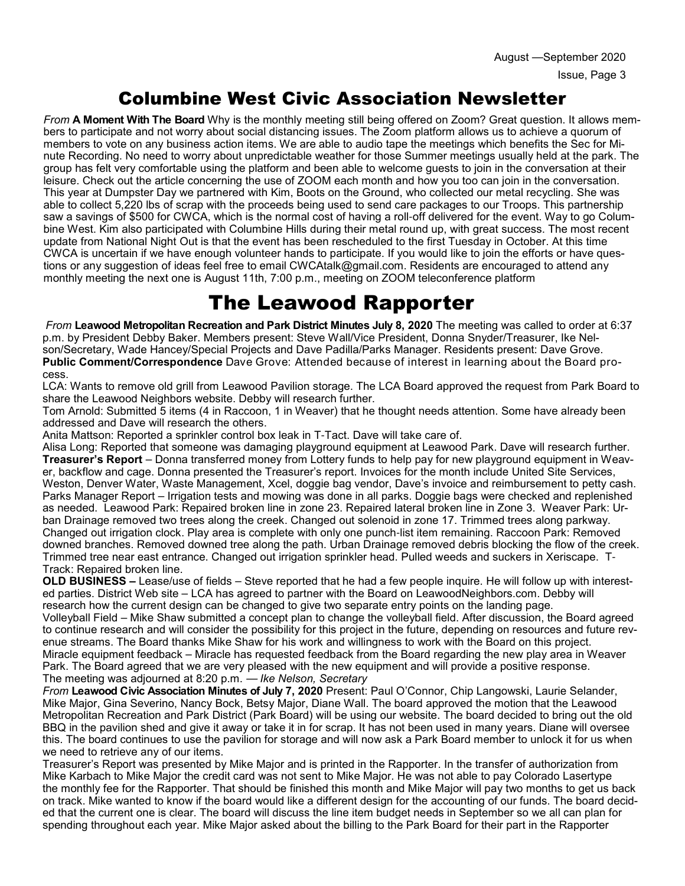# Columbine West Civic Association Newsletter

*From* **A Moment With The Board** Why is the monthly meeting still being offered on Zoom? Great question. It allows members to participate and not worry about social distancing issues. The Zoom platform allows us to achieve a quorum of members to vote on any business action items. We are able to audio tape the meetings which benefits the Sec for Minute Recording. No need to worry about unpredictable weather for those Summer meetings usually held at the park. The group has felt very comfortable using the platform and been able to welcome guests to join in the conversation at their leisure. Check out the article concerning the use of ZOOM each month and how you too can join in the conversation. This year at Dumpster Day we partnered with Kim, Boots on the Ground, who collected our metal recycling. She was able to collect 5,220 lbs of scrap with the proceeds being used to send care packages to our Troops. This partnership saw a savings of $500 for CWCA, which is the normal cost of having a roll-off delivered for the event. Way to go Columbine West. Kim also participated with Columbine Hills during their metal round up, with great success. The most recent update from National Night Out is that the event has been rescheduled to the first Tuesday in October. At this time CWCA is uncertain if we have enough volunteer hands to participate. If you would like to join the efforts or have questions or any suggestion of ideas feel free to email CWCAtalk@gmail.com. Residents are encouraged to attend any monthly meeting the next one is August 11th, 7:00 p.m., meeting on ZOOM teleconference platform

# The Leawood Rapporter

*From* **Leawood Metropolitan Recreation and Park District Minutes July 8, 2020** The meeting was called to order at 6:37 p.m. by President Debby Baker. Members present: Steve Wall/Vice President, Donna Snyder/Treasurer, Ike Nelson/Secretary, Wade Hancey/Special Projects and Dave Padilla/Parks Manager. Residents present: Dave Grove.

**Public Comment/Correspondence** Dave Grove: Attended because of interest in learning about the Board process.

LCA: Wants to remove old grill from Leawood Pavilion storage. The LCA Board approved the request from Park Board to share the Leawood Neighbors website. Debby will research further.

Tom Arnold: Submitted 5 items (4 in Raccoon, 1 in Weaver) that he thought needs attention. Some have already been addressed and Dave will research the others.

Anita Mattson: Reported a sprinkler control box leak in T-Tact. Dave will take care of.

Alisa Long: Reported that someone was damaging playground equipment at Leawood Park. Dave will research further.

**Treasurer's Report** – Donna transferred money from Lottery funds to help pay for new playground equipment in Weaver, backflow and cage. Donna presented the Treasurer's report. Invoices for the month include United Site Services, Weston, Denver Water, Waste Management, Xcel, doggie bag vendor, Dave's invoice and reimbursement to petty cash.

Parks Manager Report – Irrigation tests and mowing was done in all parks. Doggie bags were checked and replenished as needed. Leawood Park: Repaired broken line in zone 23. Repaired lateral broken line in Zone 3. Weaver Park: Urban Drainage removed two trees along the creek. Changed out solenoid in zone 17. Trimmed trees along parkway. Changed out irrigation clock. Play area is complete with only one punch-list item remaining. Raccoon Park: Removed downed branches. Removed downed tree along the path. Urban Drainage removed debris blocking the flow of the creek. Trimmed tree near east entrance. Changed out irrigation sprinkler head. Pulled weeds and suckers in Xeriscape. T-Track: Repaired broken line.

**OLD BUSINESS –** Lease/use of fields – Steve reported that he had a few people inquire. He will follow up with interested parties. District Web site – LCA has agreed to partner with the Board on LeawoodNeighbors.com. Debby will research how the current design can be changed to give two separate entry points on the landing page.

Volleyball Field – Mike Shaw submitted a concept plan to change the volleyball field. After discussion, the Board agreed to continue research and will consider the possibility for this project in the future, depending on resources and future revenue streams. The Board thanks Mike Shaw for his work and willingness to work with the Board on this project.

Miracle equipment feedback – Miracle has requested feedback from the Board regarding the new play area in Weaver Park. The Board agreed that we are very pleased with the new equipment and will provide a positive response.

The meeting was adjourned at 8:20 p.m. — *Ike Nelson, Secretary*

*From* **Leawood Civic Association Minutes of July 7, 2020** Present: Paul O'Connor, Chip Langowski, Laurie Selander, Mike Major, Gina Severino, Nancy Bock, Betsy Major, Diane Wall. The board approved the motion that the Leawood Metropolitan Recreation and Park District (Park Board) will be using our website. The board decided to bring out the old BBQ in the pavilion shed and give it away or take it in for scrap. It has not been used in many years. Diane will oversee this. The board continues to use the pavilion for storage and will now ask a Park Board member to unlock it for us when we need to retrieve any of our items.

Treasurer's Report was presented by Mike Major and is printed in the Rapporter. In the transfer of authorization from Mike Karbach to Mike Major the credit card was not sent to Mike Major. He was not able to pay Colorado Lasertype the monthly fee for the Rapporter. That should be finished this month and Mike Major will pay two months to get us back on track. Mike wanted to know if the board would like a different design for the accounting of our funds. The board decided that the current one is clear. The board will discuss the line item budget needs in September so we all can plan for spending throughout each year. Mike Major asked about the billing to the Park Board for their part in the Rapporter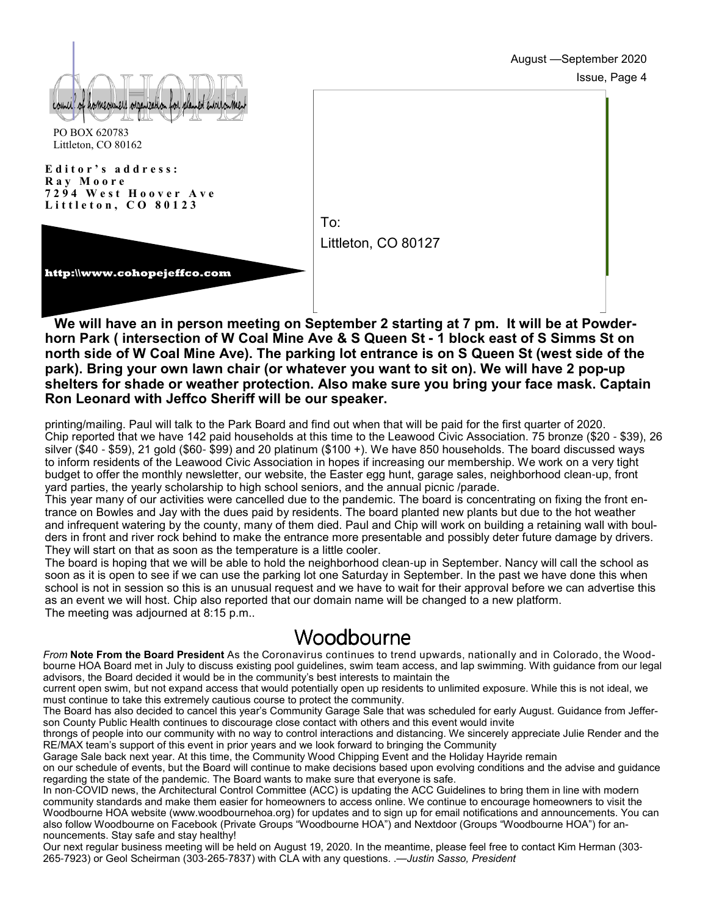COHOPE

council of homeowners organization for planned environment

PO BOX 620783
Littleton, CO 80162

**Editor's address:**
**Ray Moore**
**7294 West Hoover Ave**
**Littleton, CO 80123**

**http:\\www.cohopejeffco.com**

To:

Littleton, CO 80127

**We will have an in person meeting on September 2 starting at 7 pm. It will be at Powderhorn Park ( intersection of W Coal Mine Ave & S Queen St - 1 block east of S Simms St on north side of W Coal Mine Ave). The parking lot entrance is on S Queen St (west side of the park). Bring your own lawn chair (or whatever you want to sit on). We will have 2 pop-up shelters for shade or weather protection. Also make sure you bring your face mask. Captain Ron Leonard with Jeffco Sheriff will be our speaker.**

printing/mailing. Paul will talk to the Park Board and find out when that will be paid for the first quarter of 2020. Chip reported that we have 142 paid households at this time to the Leawood Civic Association. 75 bronze ($20 - $39), 26 silver ($40 - $59), 21 gold ($60- $99) and 20 platinum ($100 +). We have 850 households. The board discussed ways to inform residents of the Leawood Civic Association in hopes if increasing our membership. We work on a very tight budget to offer the monthly newsletter, our website, the Easter egg hunt, garage sales, neighborhood clean-up, front yard parties, the yearly scholarship to high school seniors, and the annual picnic /parade.

This year many of our activities were cancelled due to the pandemic. The board is concentrating on fixing the front entrance on Bowles and Jay with the dues paid by residents. The board planted new plants but due to the hot weather and infrequent watering by the county, many of them died. Paul and Chip will work on building a retaining wall with boulders in front and river rock behind to make the entrance more presentable and possibly deter future damage by drivers. They will start on that as soon as the temperature is a little cooler.

The board is hoping that we will be able to hold the neighborhood clean-up in September. Nancy will call the school as soon as it is open to see if we can use the parking lot one Saturday in September. In the past we have done this when school is not in session so this is an unusual request and we have to wait for their approval before we can advertise this as an event we will host. Chip also reported that our domain name will be changed to a new platform.

The meeting was adjourned at 8:15 p.m..

## Woodbourne

*From* **Note From the Board President** As the Coronavirus continues to trend upwards, nationally and in Colorado, the Woodbourne HOA Board met in July to discuss existing pool guidelines, swim team access, and lap swimming. With guidance from our legal advisors, the Board decided it would be in the community's best interests to maintain the current open swim, but not expand access that would potentially open up residents to unlimited exposure. While this is not ideal, we must continue to take this extremely cautious course to protect the community.

The Board has also decided to cancel this year's Community Garage Sale that was scheduled for early August. Guidance from Jefferson County Public Health continues to discourage close contact with others and this event would invite throngs of people into our community with no way to control interactions and distancing. We sincerely appreciate Julie Render and the RE/MAX team's support of this event in prior years and we look forward to bringing the Community Garage Sale back next year. At this time, the Community Wood Chipping Event and the Holiday Hayride remain on our schedule of events, but the Board will continue to make decisions based upon evolving conditions and the advise and guidance regarding the state of the pandemic. The Board wants to make sure that everyone is safe.

In non-COVID news, the Architectural Control Committee (ACC) is updating the ACC Guidelines to bring them in line with modern community standards and make them easier for homeowners to access online. We continue to encourage homeowners to visit the Woodbourne HOA website (www.woodbournehoa.org) for updates and to sign up for email notifications and announcements. You can also follow Woodbourne on Facebook (Private Groups "Woodbourne HOA") and Nextdoor (Groups "Woodbourne HOA") for announcements. Stay safe and stay healthy!

Our next regular business meeting will be held on August 19, 2020. In the meantime, please feel free to contact Kim Herman (303-265-7923) or Geol Scheirman (303-265-7837) with CLA with any questions. .—*Justin Sasso, President*